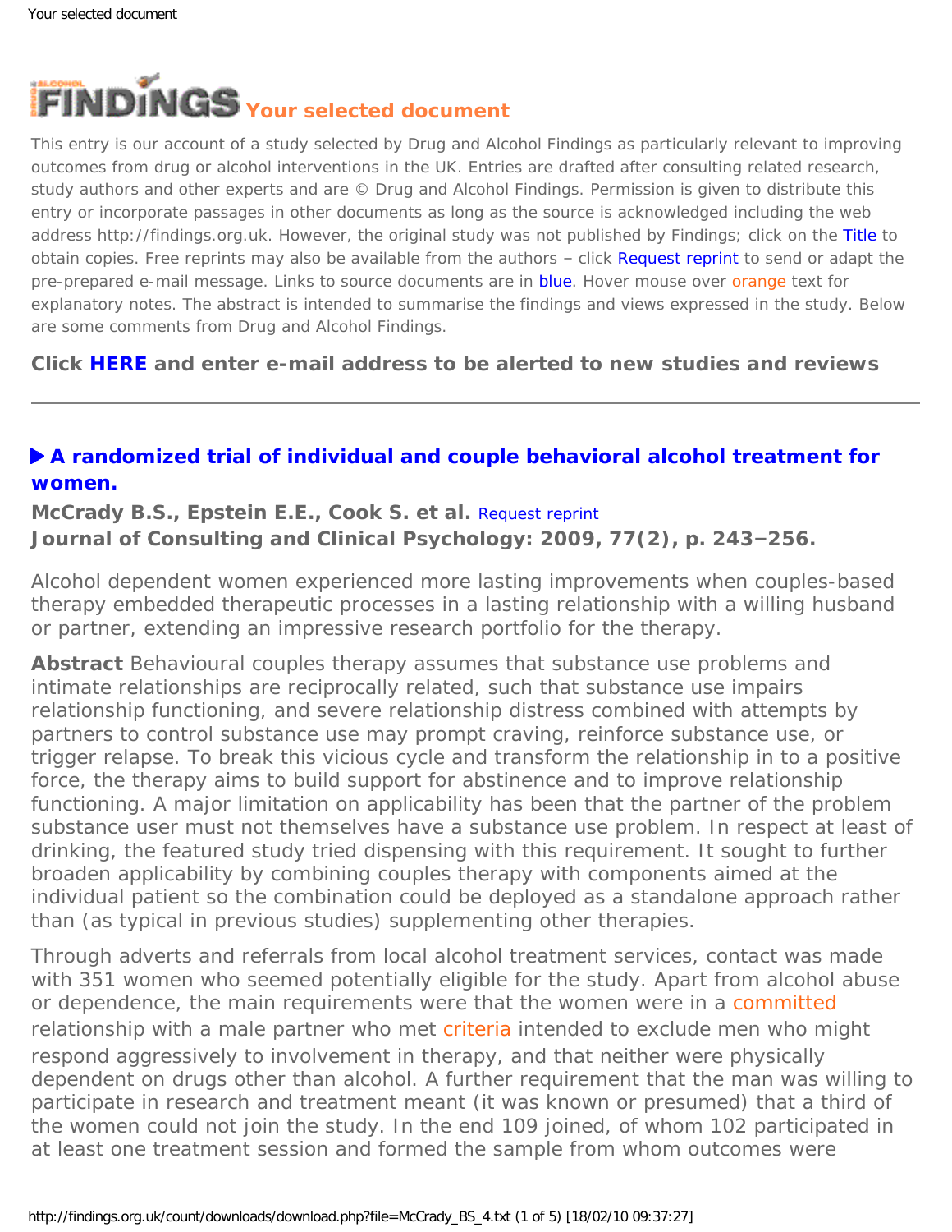# FINDINGS Your selected document

This entry is our account of a study selected by Drug and Alcohol Findings as particularly relevant to improving outcomes from drug or alcohol interventions in the UK. Entries are drafted after consulting related research, study authors and other experts and are © Drug and Alcohol Findings. Permission is given to distribute this entry or incorporate passages in other documents as long as the source is acknowledged including the web address http://findings.org.uk. However, the original study was not published by Findings; click on the Title to obtain copies. Free reprints may also be available from the authors – click Request reprint to send or adapt the pre-prepared e-mail message. Links to source documents are in blue. Hover mouse over orange text for explanatory notes. The abstract is intended to summarise the findings and views expressed in the study. Below are some comments from Drug and Alcohol Findings.

**Click HERE and enter e-mail address to be alerted to new studies and reviews**

---

## ▶ A randomized trial of individual and couple behavioral alcohol treatment for women.

**McCrady B.S., Epstein E.E., Cook S. et al.** Request reprint
**Journal of Consulting and Clinical Psychology: 2009, 77(2), p. 243–256.**

Alcohol dependent women experienced more lasting improvements when couples-based therapy embedded therapeutic processes in a lasting relationship with a willing husband or partner, extending an impressive research portfolio for the therapy.

**Abstract** Behavioural couples therapy assumes that substance use problems and intimate relationships are reciprocally related, such that substance use impairs relationship functioning, and severe relationship distress combined with attempts by partners to control substance use may prompt craving, reinforce substance use, or trigger relapse. To break this vicious cycle and transform the relationship in to a positive force, the therapy aims to build support for abstinence and to improve relationship functioning. A major limitation on applicability has been that the partner of the problem substance user must not themselves have a substance use problem. In respect at least of drinking, the featured study tried dispensing with this requirement. It sought to further broaden applicability by combining couples therapy with components aimed at the individual patient so the combination could be deployed as a standalone approach rather than (as typical in previous studies) supplementing other therapies.

Through adverts and referrals from local alcohol treatment services, contact was made with 351 women who seemed potentially eligible for the study. Apart from alcohol abuse or dependence, the main requirements were that the women were in a committed relationship with a male partner who met criteria intended to exclude men who might respond aggressively to involvement in therapy, and that neither were physically dependent on drugs other than alcohol. A further requirement that the man was willing to participate in research and treatment meant (it was known or presumed) that a third of the women could not join the study. In the end 109 joined, of whom 102 participated in at least one treatment session and formed the sample from whom outcomes were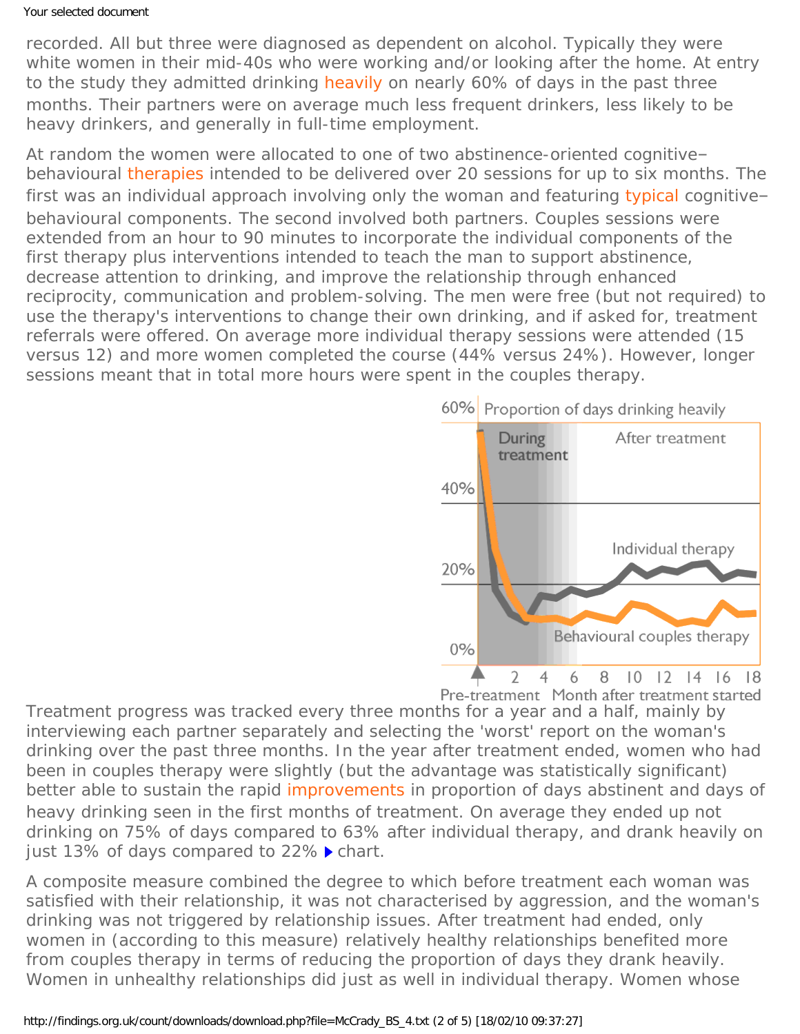recorded. All but three were diagnosed as dependent on alcohol. Typically they were white women in their mid-40s who were working and/or looking after the home. At entry to the study they admitted drinking heavily on nearly 60% of days in the past three months. Their partners were on average much less frequent drinkers, less likely to be heavy drinkers, and generally in full-time employment.

At random the women were allocated to one of two abstinence-oriented cognitive–behavioural therapies intended to be delivered over 20 sessions for up to six months. The first was an individual approach involving only the woman and featuring typical cognitive–behavioural components. The second involved both partners. Couples sessions were extended from an hour to 90 minutes to incorporate the individual components of the first therapy plus interventions intended to teach the man to support abstinence, decrease attention to drinking, and improve the relationship through enhanced reciprocity, communication and problem-solving. The men were free (but not required) to use the therapy's interventions to change their own drinking, and if asked for, treatment referrals were offered. On average more individual therapy sessions were attended (15 versus 12) and more women completed the course (44% versus 24%). However, longer sessions meant that in total more hours were spent in the couples therapy.

Proportion of days drinking heavily

Treatment progress was tracked every three months for a year and a half, mainly by interviewing each partner separately and selecting the 'worst' report on the woman's drinking over the past three months. In the year after treatment ended, women who had been in couples therapy were slightly (but the advantage was statistically significant) better able to sustain the rapid improvements in proportion of days abstinent and days of heavy drinking seen in the first months of treatment. On average they ended up not drinking on 75% of days compared to 63% after individual therapy, and drank heavily on just 13% of days compared to 22% ▶ chart.

A composite measure combined the degree to which before treatment each woman was satisfied with their relationship, it was not characterised by aggression, and the woman's drinking was not triggered by relationship issues. After treatment had ended, only women in (according to this measure) relatively healthy relationships benefited more from couples therapy in terms of reducing the proportion of days they drank heavily. Women in unhealthy relationships did just as well in individual therapy. Women whose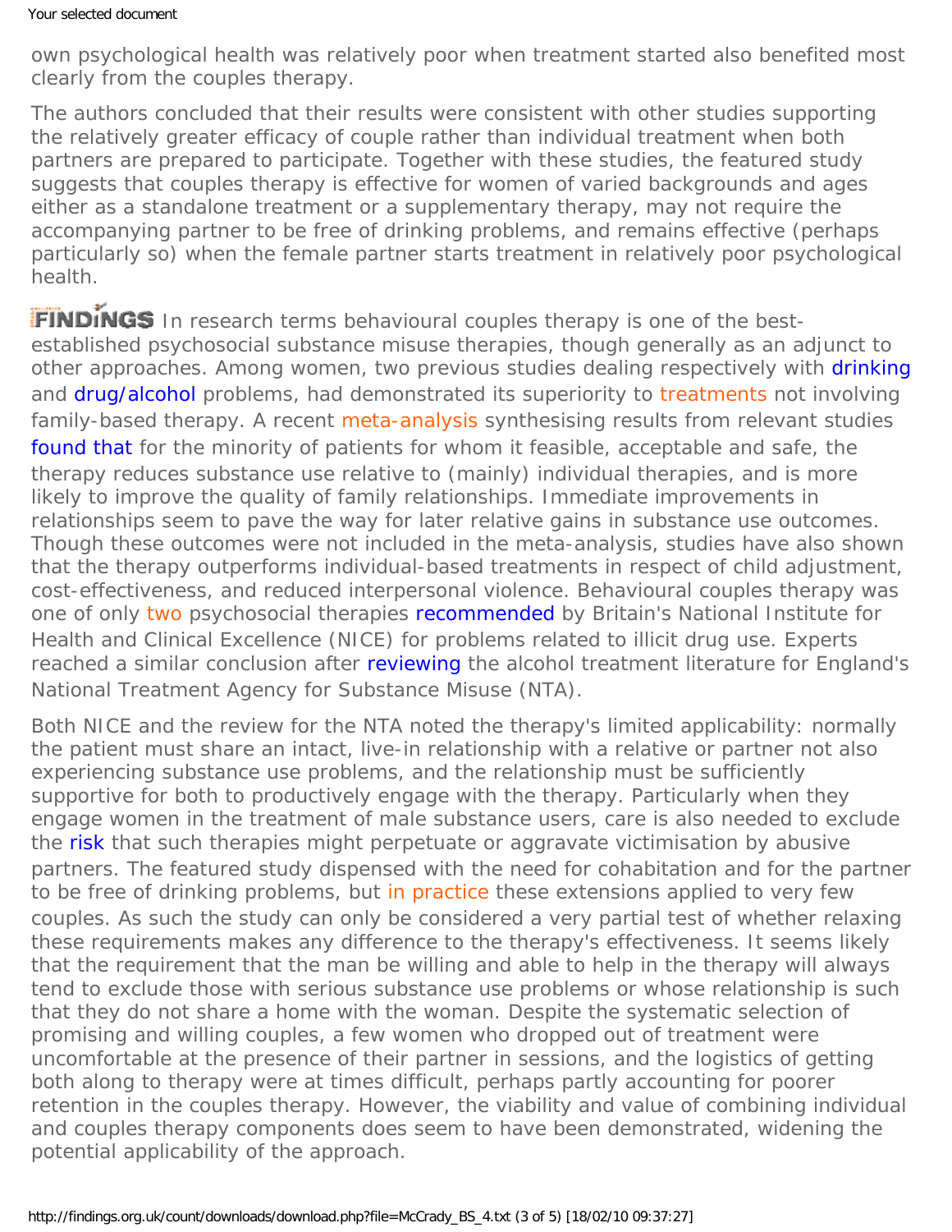own psychological health was relatively poor when treatment started also benefited most clearly from the couples therapy.

The authors concluded that their results were consistent with other studies supporting the relatively greater efficacy of couple rather than individual treatment when both partners are prepared to participate. Together with these studies, the featured study suggests that couples therapy is effective for women of varied backgrounds and ages either as a standalone treatment or a supplementary therapy, may not require the accompanying partner to be free of drinking problems, and remains effective (perhaps particularly so) when the female partner starts treatment in relatively poor psychological health.

**FINDINGS** In research terms behavioural couples therapy is one of the best-established psychosocial substance misuse therapies, though generally as an adjunct to other approaches. Among women, two previous studies dealing respectively with drinking and drug/alcohol problems, had demonstrated its superiority to treatments not involving family-based therapy. A recent meta-analysis synthesising results from relevant studies found that for the minority of patients for whom it feasible, acceptable and safe, the therapy reduces substance use relative to (mainly) individual therapies, and is more likely to improve the quality of family relationships. Immediate improvements in relationships seem to pave the way for later relative gains in substance use outcomes. Though these outcomes were not included in the meta-analysis, studies have also shown that the therapy outperforms individual-based treatments in respect of child adjustment, cost-effectiveness, and reduced interpersonal violence. Behavioural couples therapy was one of only two psychosocial therapies recommended by Britain's National Institute for Health and Clinical Excellence (NICE) for problems related to illicit drug use. Experts reached a similar conclusion after reviewing the alcohol treatment literature for England's National Treatment Agency for Substance Misuse (NTA).

Both NICE and the review for the NTA noted the therapy's limited applicability: normally the patient must share an intact, live-in relationship with a relative or partner not also experiencing substance use problems, and the relationship must be sufficiently supportive for both to productively engage with the therapy. Particularly when they engage women in the treatment of male substance users, care is also needed to exclude the risk that such therapies might perpetuate or aggravate victimisation by abusive partners. The featured study dispensed with the need for cohabitation and for the partner to be free of drinking problems, but in practice these extensions applied to very few couples. As such the study can only be considered a very partial test of whether relaxing these requirements makes any difference to the therapy's effectiveness. It seems likely that the requirement that the man be willing and able to help in the therapy will always tend to exclude those with serious substance use problems or whose relationship is such that they do not share a home with the woman. Despite the systematic selection of promising and willing couples, a few women who dropped out of treatment were uncomfortable at the presence of their partner in sessions, and the logistics of getting both along to therapy were at times difficult, perhaps partly accounting for poorer retention in the couples therapy. However, the viability and value of combining individual and couples therapy components does seem to have been demonstrated, widening the potential applicability of the approach.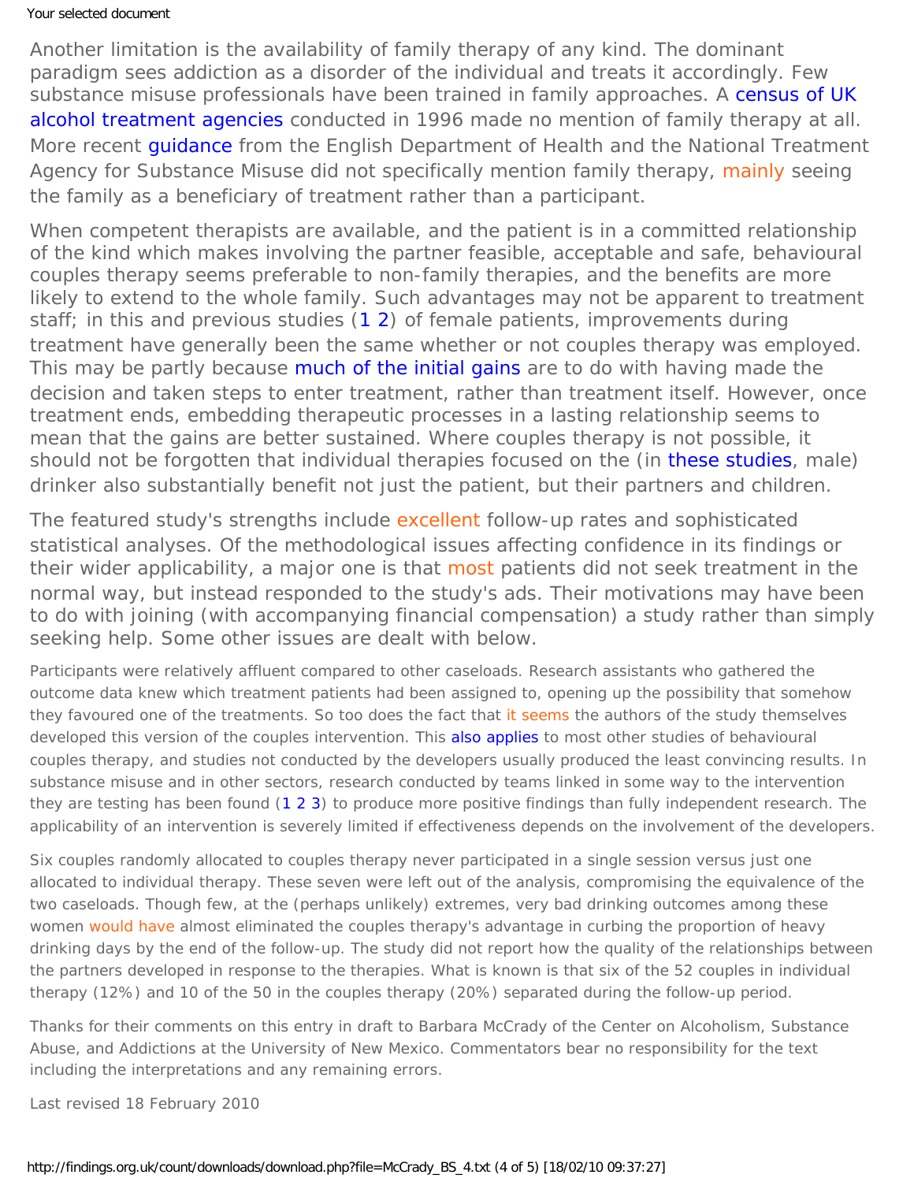Another limitation is the availability of family therapy of any kind. The dominant paradigm sees addiction as a disorder of the individual and treats it accordingly. Few substance misuse professionals have been trained in family approaches. A census of UK alcohol treatment agencies conducted in 1996 made no mention of family therapy at all. More recent guidance from the English Department of Health and the National Treatment Agency for Substance Misuse did not specifically mention family therapy, mainly seeing the family as a beneficiary of treatment rather than a participant.

When competent therapists are available, and the patient is in a committed relationship of the kind which makes involving the partner feasible, acceptable and safe, behavioural couples therapy seems preferable to non-family therapies, and the benefits are more likely to extend to the whole family. Such advantages may not be apparent to treatment staff; in this and previous studies (1 2) of female patients, improvements during treatment have generally been the same whether or not couples therapy was employed. This may be partly because much of the initial gains are to do with having made the decision and taken steps to enter treatment, rather than treatment itself. However, once treatment ends, embedding therapeutic processes in a lasting relationship seems to mean that the gains are better sustained. Where couples therapy is not possible, it should not be forgotten that individual therapies focused on the (in these studies, male) drinker also substantially benefit not just the patient, but their partners and children.

The featured study's strengths include excellent follow-up rates and sophisticated statistical analyses. Of the methodological issues affecting confidence in its findings or their wider applicability, a major one is that most patients did not seek treatment in the normal way, but instead responded to the study's ads. Their motivations may have been to do with joining (with accompanying financial compensation) a study rather than simply seeking help. Some other issues are dealt with below.

Participants were relatively affluent compared to other caseloads. Research assistants who gathered the outcome data knew which treatment patients had been assigned to, opening up the possibility that somehow they favoured one of the treatments. So too does the fact that it seems the authors of the study themselves developed this version of the couples intervention. This also applies to most other studies of behavioural couples therapy, and studies not conducted by the developers usually produced the least convincing results. In substance misuse and in other sectors, research conducted by teams linked in some way to the intervention they are testing has been found (1 2 3) to produce more positive findings than fully independent research. The applicability of an intervention is severely limited if effectiveness depends on the involvement of the developers.

Six couples randomly allocated to couples therapy never participated in a single session versus just one allocated to individual therapy. These seven were left out of the analysis, compromising the equivalence of the two caseloads. Though few, at the (perhaps unlikely) extremes, very bad drinking outcomes among these women would have almost eliminated the couples therapy's advantage in curbing the proportion of heavy drinking days by the end of the follow-up. The study did not report how the quality of the relationships between the partners developed in response to the therapies. What is known is that six of the 52 couples in individual therapy (12%) and 10 of the 50 in the couples therapy (20%) separated during the follow-up period.

Thanks for their comments on this entry in draft to Barbara McCrady of the Center on Alcoholism, Substance Abuse, and Addictions at the University of New Mexico. Commentators bear no responsibility for the text including the interpretations and any remaining errors.

Last revised 18 February 2010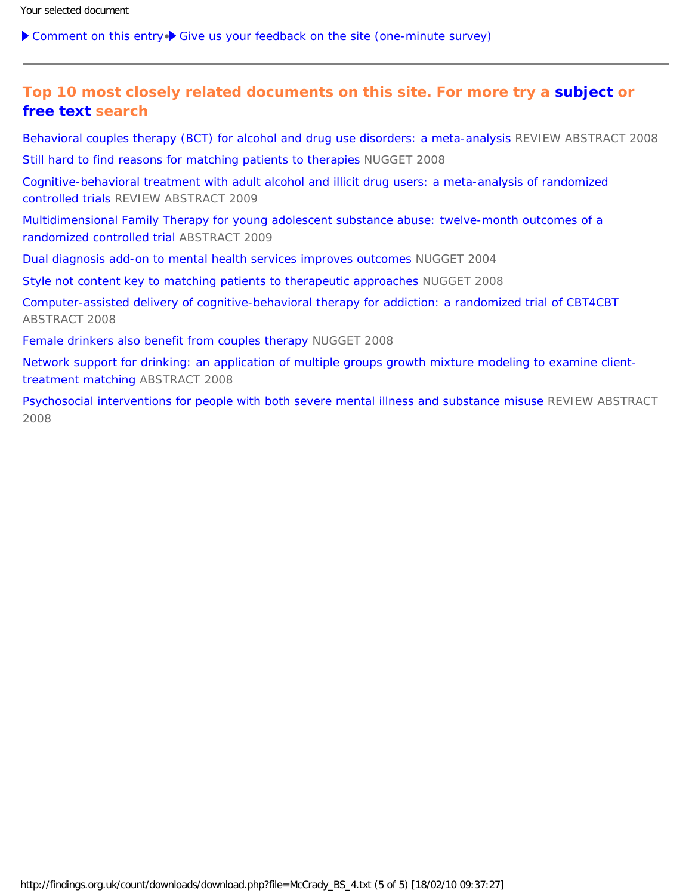▶ Comment on this entry•▶ Give us your feedback on the site (one-minute survey)

---

## Top 10 most closely related documents on this site. For more try a subject or free text search

Behavioral couples therapy (BCT) for alcohol and drug use disorders: a meta-analysis REVIEW ABSTRACT 2008

Still hard to find reasons for matching patients to therapies NUGGET 2008

Cognitive-behavioral treatment with adult alcohol and illicit drug users: a meta-analysis of randomized controlled trials REVIEW ABSTRACT 2009

Multidimensional Family Therapy for young adolescent substance abuse: twelve-month outcomes of a randomized controlled trial ABSTRACT 2009

Dual diagnosis add-on to mental health services improves outcomes NUGGET 2004

Style not content key to matching patients to therapeutic approaches NUGGET 2008

Computer-assisted delivery of cognitive-behavioral therapy for addiction: a randomized trial of CBT4CBT ABSTRACT 2008

Female drinkers also benefit from couples therapy NUGGET 2008

Network support for drinking: an application of multiple groups growth mixture modeling to examine client-treatment matching ABSTRACT 2008

Psychosocial interventions for people with both severe mental illness and substance misuse REVIEW ABSTRACT 2008